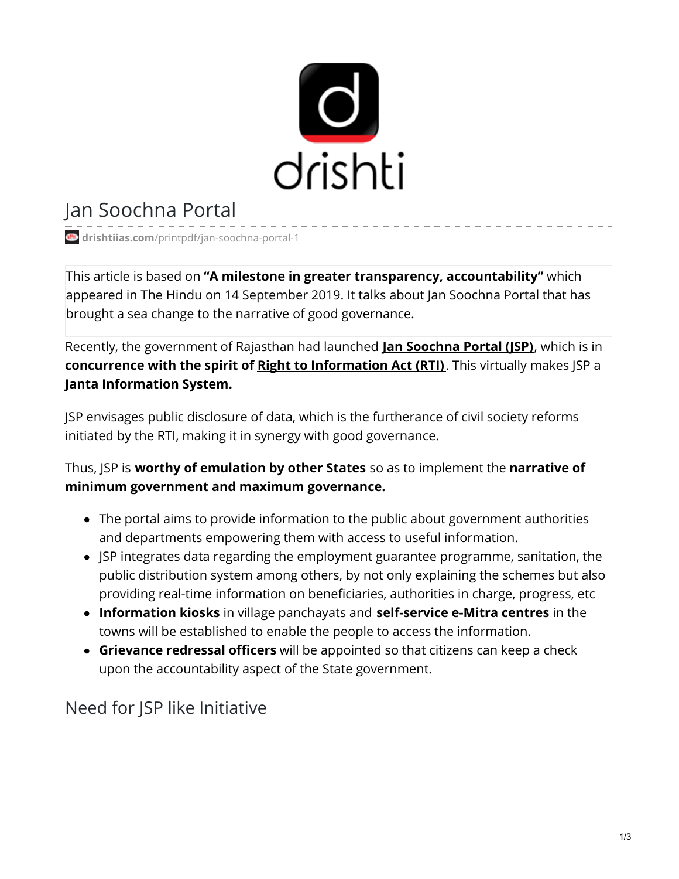# Jan Soochna Portal

drishtiias.com/printpdf/jan-soochna-portal-1

This article is based on **"A milestone in greater transparency, accountability"** which appeared in The Hindu on 14 September 2019. It talks about Jan Soochna Portal that has brought a sea change to the narrative of good governance.

Recently, the government of Rajasthan had launched **Jan Soochna Portal (JSP)**, which is in **concurrence with the spirit of Right to Information Act (RTI)**. This virtually makes JSP a **Janta Information System.**

JSP envisages public disclosure of data, which is the furtherance of civil society reforms initiated by the RTI, making it in synergy with good governance.

Thus, JSP is **worthy of emulation by other States** so as to implement the **narrative of minimum government and maximum governance.**

- The portal aims to provide information to the public about government authorities and departments empowering them with access to useful information.
- JSP integrates data regarding the employment guarantee programme, sanitation, the public distribution system among others, by not only explaining the schemes but also providing real-time information on beneficiaries, authorities in charge, progress, etc
- **Information kiosks** in village panchayats and **self-service e-Mitra centres** in the towns will be established to enable the people to access the information.
- **Grievance redressal officers** will be appointed so that citizens can keep a check upon the accountability aspect of the State government.

## Need for JSP like Initiative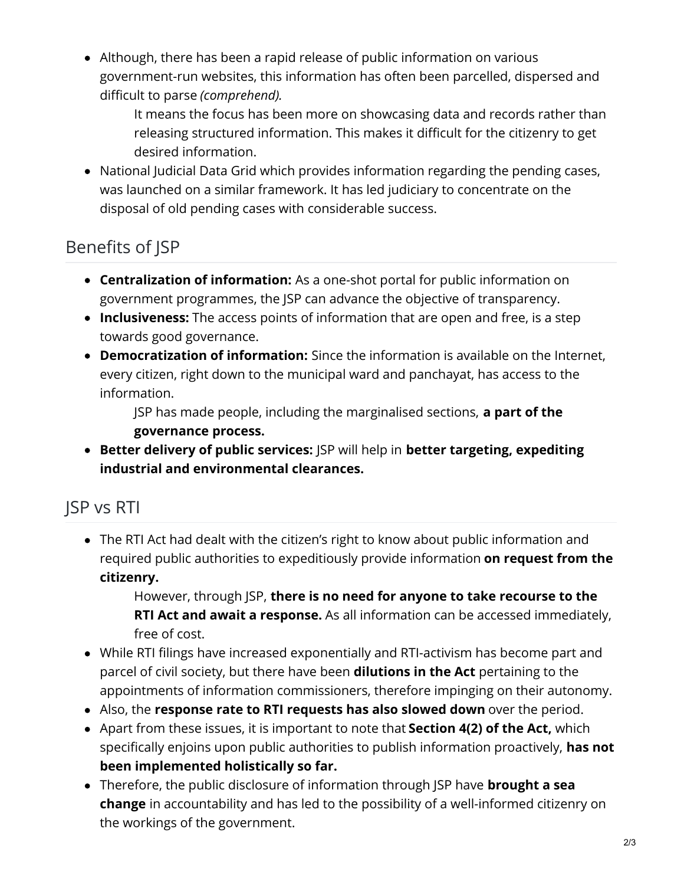- Although, there has been a rapid release of public information on various government-run websites, this information has often been parcelled, dispersed and difficult to parse *(comprehend).*
    - It means the focus has been more on showcasing data and records rather than releasing structured information. This makes it difficult for the citizenry to get desired information.
- National Judicial Data Grid which provides information regarding the pending cases, was launched on a similar framework. It has led judiciary to concentrate on the disposal of old pending cases with considerable success.

## Benefits of JSP

- **Centralization of information:** As a one-shot portal for public information on government programmes, the JSP can advance the objective of transparency.
- **Inclusiveness:** The access points of information that are open and free, is a step towards good governance.
- **Democratization of information:** Since the information is available on the Internet, every citizen, right down to the municipal ward and panchayat, has access to the information.
    - JSP has made people, including the marginalised sections, **a part of the governance process.**
- **Better delivery of public services:** JSP will help in **better targeting, expediting industrial and environmental clearances.**

## JSP vs RTI

- The RTI Act had dealt with the citizen's right to know about public information and required public authorities to expeditiously provide information **on request from the citizenry.**
    - However, through JSP, **there is no need for anyone to take recourse to the RTI Act and await a response.** As all information can be accessed immediately, free of cost.
- While RTI filings have increased exponentially and RTI-activism has become part and parcel of civil society, but there have been **dilutions in the Act** pertaining to the appointments of information commissioners, therefore impinging on their autonomy.
- Also, the **response rate to RTI requests has also slowed down** over the period.
- Apart from these issues, it is important to note that **Section 4(2) of the Act,** which specifically enjoins upon public authorities to publish information proactively, **has not been implemented holistically so far.**
- Therefore, the public disclosure of information through JSP have **brought a sea change** in accountability and has led to the possibility of a well-informed citizenry on the workings of the government.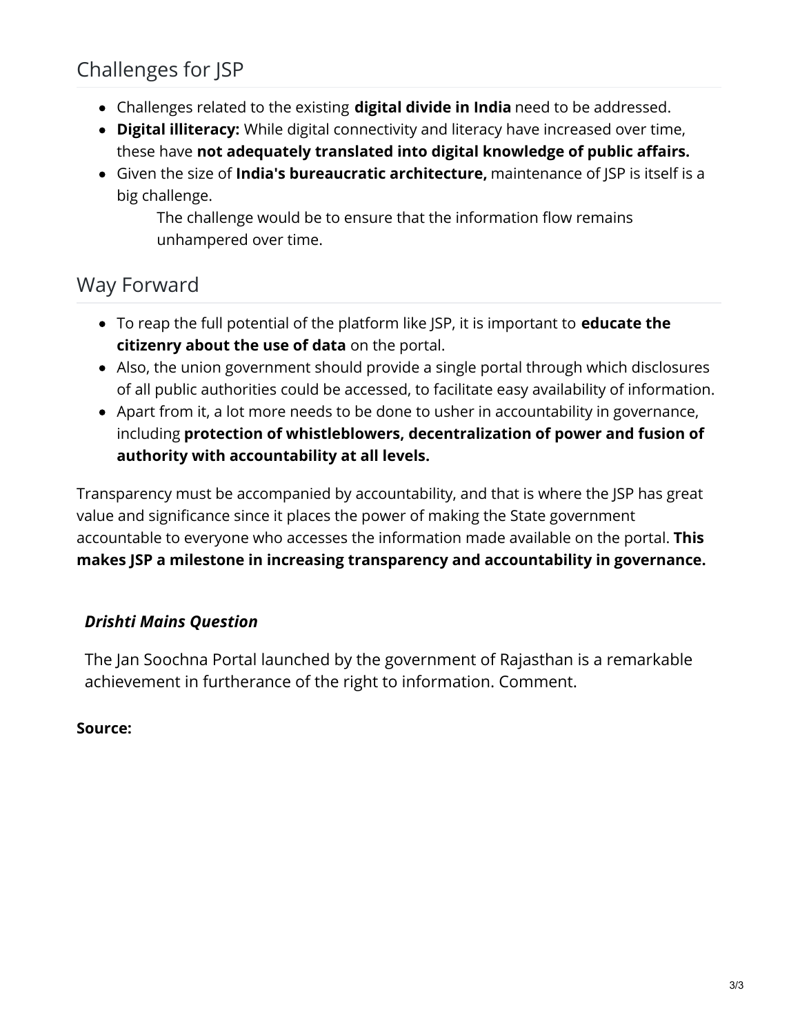## Challenges for JSP

- Challenges related to the existing **digital divide in India** need to be addressed.
- **Digital illiteracy:** While digital connectivity and literacy have increased over time, these have **not adequately translated into digital knowledge of public affairs.**
- Given the size of **India's bureaucratic architecture,** maintenance of JSP is itself is a big challenge.
  - The challenge would be to ensure that the information flow remains unhampered over time.

## Way Forward

- To reap the full potential of the platform like JSP, it is important to **educate the citizenry about the use of data** on the portal.
- Also, the union government should provide a single portal through which disclosures of all public authorities could be accessed, to facilitate easy availability of information.
- Apart from it, a lot more needs to be done to usher in accountability in governance, including **protection of whistleblowers, decentralization of power and fusion of authority with accountability at all levels.**

Transparency must be accompanied by accountability, and that is where the JSP has great value and significance since it places the power of making the State government accountable to everyone who accesses the information made available on the portal. **This makes JSP a milestone in increasing transparency and accountability in governance.**

***Drishti Mains Question***

The Jan Soochna Portal launched by the government of Rajasthan is a remarkable achievement in furtherance of the right to information. Comment.

**Source:**